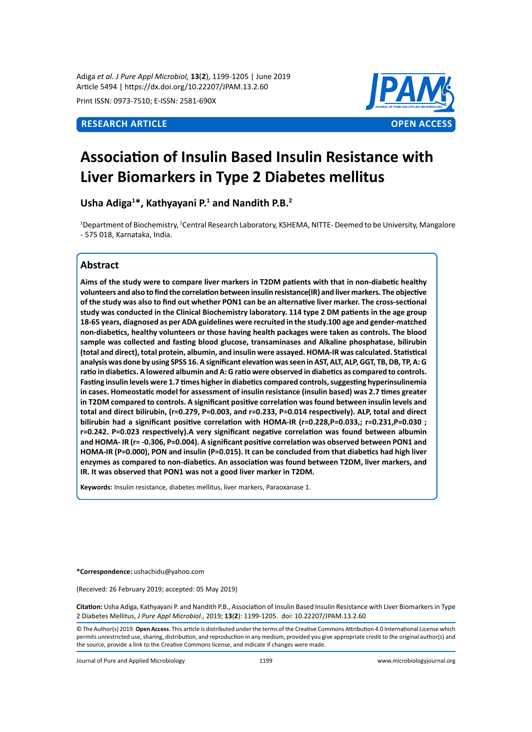Print ISSN: 0973-7510; E-ISSN: 2581-690X

**RESEARCH ARTICLE** **OPEN ACCESS**

# Association of Insulin Based Insulin Resistance with Liver Biomarkers in Type 2 Diabetes mellitus

**Usha Adiga[1]*, Kathyayani P.[1] and Nandith P.B.[2]**

[1]Department of Biochemistry, [2]Central Research Laboratory, KSHEMA, NITTE- Deemed to be University, Mangalore - 575 018, Karnataka, India.

## Abstract

**Aims of the study were to compare liver markers in T2DM patients with that in non-diabetic healthy volunteers and also to find the correlation between insulin resistance(IR) and liver markers. The objective of the study was also to find out whether PON1 can be an alternative liver marker. The cross-sectional study was conducted in the Clinical Biochemistry laboratory. 114 type 2 DM patients in the age group 18-65 years, diagnosed as per ADA guidelines were recruited in the study.100 age and gender-matched non-diabetics, healthy volunteers or those having health packages were taken as controls. The blood sample was collected and fasting blood glucose, transaminases and Alkaline phosphatase, bilirubin (total and direct), total protein, albumin, and insulin were assayed. HOMA-IR was calculated. Statistical analysis was done by using SPSS 16. A significant elevation was seen in AST, ALT, ALP, GGT, TB, DB, TP, A: G ratio in diabetics. A lowered albumin and A: G ratio were observed in diabetics as compared to controls. Fasting insulin levels were 1.7 times higher in diabetics compared controls, suggesting hyperinsulinemia in cases. Homeostatic model for assessment of insulin resistance (insulin based) was 2.7 times greater in T2DM compared to controls. A significant positive correlation was found between insulin levels and total and direct bilirubin, (r=0.279, P=0.003, and r=0.233, P=0.014 respectively). ALP, total and direct bilirubin had a significant positive correlation with HOMA-IR (r=0.228,P=0.033,; r=0.231,P=0.030 ; r=0.242. P=0.023 respectively).A very significant negative correlation was found between albumin and HOMA- IR (r= -0.306, P=0.004). A significant positive correlation was observed between PON1 and HOMA-IR (P=0.000), PON and insulin (P=0.015). It can be concluded from that diabetics had high liver enzymes as compared to non-diabetics. An association was found between T2DM, liver markers, and IR. It was observed that PON1 was not a good liver marker in T2DM.**

**Keywords:** Insulin resistance, diabetes mellitus, liver markers, Paraoxanase 1.

**\*Correspondence:** ushachidu@yahoo.com

(Received: 26 February 2019; accepted: 05 May 2019)

**Citation:** Usha Adiga, Kathyayani P. and Nandith P.B., Association of Insulin Based Insulin Resistance with Liver Biomarkers in Type 2 Diabetes Mellitus, *J Pure Appl Microbiol.*, 2019; **13**(**2**): 1199-1205. doi: 10.22207/JPAM.13.2.60

© The Author(s) 2019. **Open Access**. This article is distributed under the terms of the Creative Commons Attribution 4.0 International License which permits unrestricted use, sharing, distribution, and reproduction in any medium, provided you give appropriate credit to the original author(s) and the source, provide a link to the Creative Commons license, and indicate if changes were made.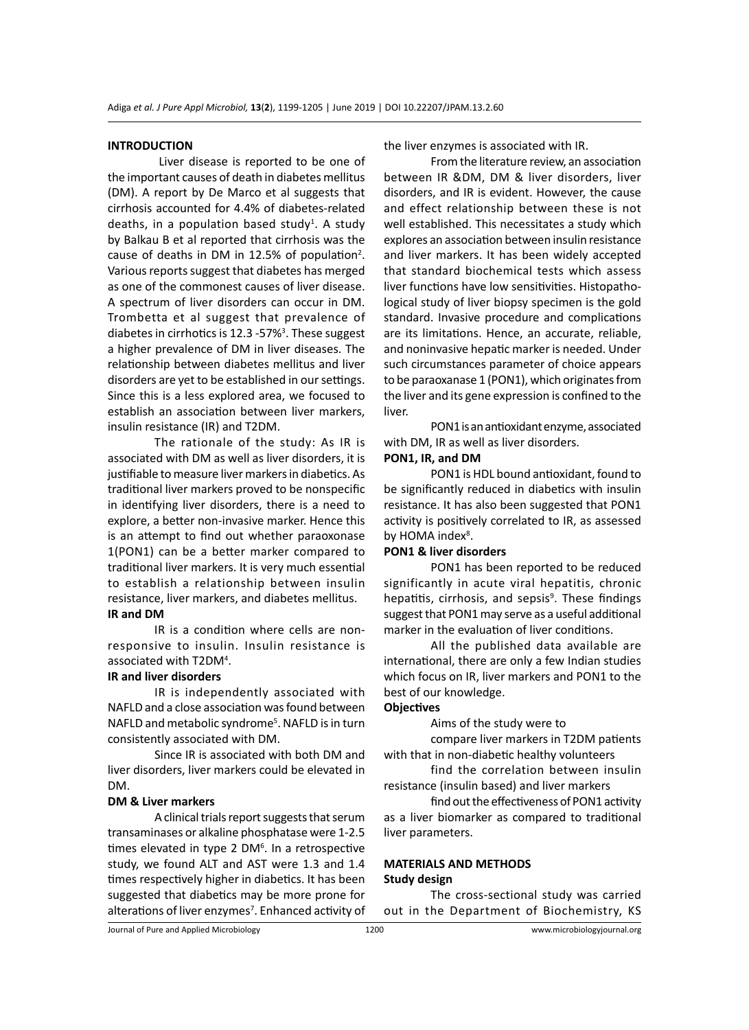## INTRODUCTION

Liver disease is reported to be one of the important causes of death in diabetes mellitus (DM). A report by De Marco et al suggests that cirrhosis accounted for 4.4% of diabetes-related deaths, in a population based study[1]. A study by Balkau B et al reported that cirrhosis was the cause of deaths in DM in 12.5% of population[2]. Various reports suggest that diabetes has merged as one of the commonest causes of liver disease. A spectrum of liver disorders can occur in DM. Trombetta et al suggest that prevalence of diabetes in cirrhotics is 12.3 -57%[3]. These suggest a higher prevalence of DM in liver diseases. The relationship between diabetes mellitus and liver disorders are yet to be established in our settings. Since this is a less explored area, we focused to establish an association between liver markers, insulin resistance (IR) and T2DM.

The rationale of the study: As IR is associated with DM as well as liver disorders, it is justifiable to measure liver markers in diabetics. As traditional liver markers proved to be nonspecific in identifying liver disorders, there is a need to explore, a better non-invasive marker. Hence this is an attempt to find out whether paraoxonase 1(PON1) can be a better marker compared to traditional liver markers. It is very much essential to establish a relationship between insulin resistance, liver markers, and diabetes mellitus.

### IR and DM

IR is a condition where cells are non-responsive to insulin. Insulin resistance is associated with T2DM[4].

### IR and liver disorders

IR is independently associated with NAFLD and a close association was found between NAFLD and metabolic syndrome[5]. NAFLD is in turn consistently associated with DM.

Since IR is associated with both DM and liver disorders, liver markers could be elevated in DM.

### DM & Liver markers

A clinical trials report suggests that serum transaminases or alkaline phosphatase were 1-2.5 times elevated in type 2 DM[6]. In a retrospective study, we found ALT and AST were 1.3 and 1.4 times respectively higher in diabetics. It has been suggested that diabetics may be more prone for alterations of liver enzymes[7]. Enhanced activity of the liver enzymes is associated with IR.

From the literature review, an association between IR &DM, DM & liver disorders, liver disorders, and IR is evident. However, the cause and effect relationship between these is not well established. This necessitates a study which explores an association between insulin resistance and liver markers. It has been widely accepted that standard biochemical tests which assess liver functions have low sensitivities. Histopathological study of liver biopsy specimen is the gold standard. Invasive procedure and complications are its limitations. Hence, an accurate, reliable, and noninvasive hepatic marker is needed. Under such circumstances parameter of choice appears to be paraoxanase 1 (PON1), which originates from the liver and its gene expression is confined to the liver.

PON1 is an antioxidant enzyme, associated with DM, IR as well as liver disorders.

### PON1, IR, and DM

PON1 is HDL bound antioxidant, found to be significantly reduced in diabetics with insulin resistance. It has also been suggested that PON1 activity is positively correlated to IR, as assessed by HOMA index[8].

### PON1 & liver disorders

PON1 has been reported to be reduced significantly in acute viral hepatitis, chronic hepatitis, cirrhosis, and sepsis[9]. These findings suggest that PON1 may serve as a useful additional marker in the evaluation of liver conditions.

All the published data available are international, there are only a few Indian studies which focus on IR, liver markers and PON1 to the best of our knowledge.

### Objectives

Aims of the study were to

compare liver markers in T2DM patients with that in non-diabetic healthy volunteers

find the correlation between insulin resistance (insulin based) and liver markers

find out the effectiveness of PON1 activity as a liver biomarker as compared to traditional liver parameters.

## MATERIALS AND METHODS

### Study design

The cross-sectional study was carried out in the Department of Biochemistry, KS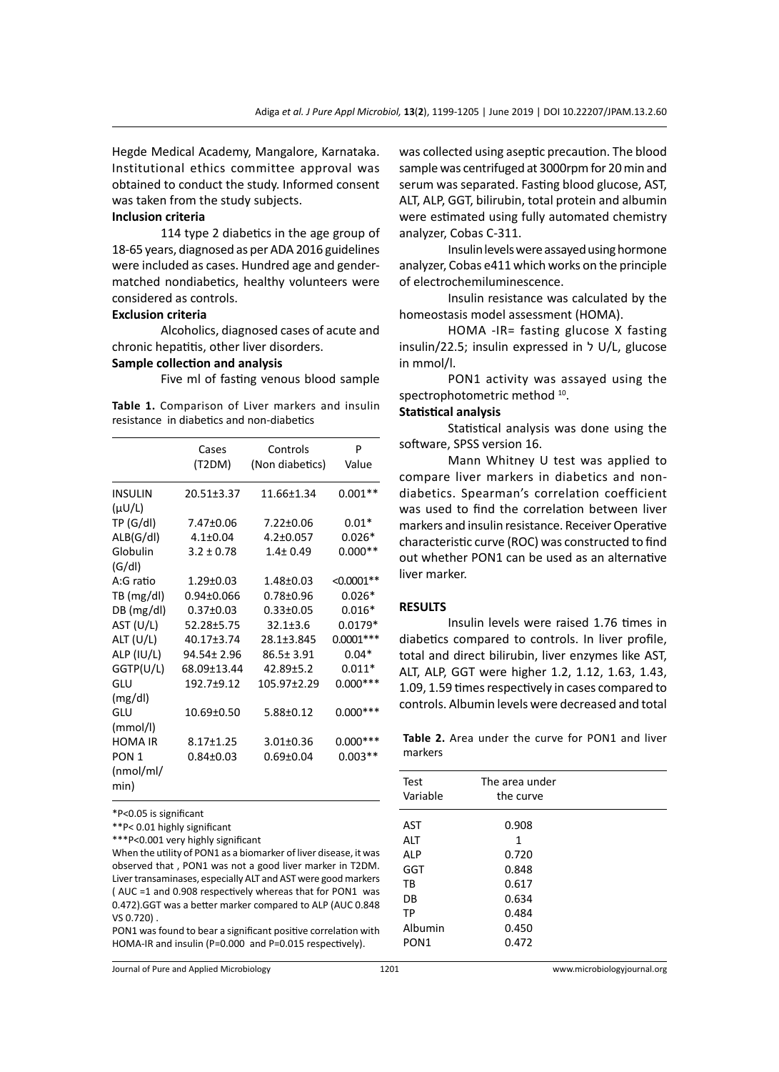Hegde Medical Academy, Mangalore, Karnataka. Institutional ethics committee approval was obtained to conduct the study. Informed consent was taken from the study subjects.

**Inclusion criteria**

114 type 2 diabetics in the age group of 18-65 years, diagnosed as per ADA 2016 guidelines were included as cases. Hundred age and gender-matched nondiabetics, healthy volunteers were considered as controls.

**Exclusion criteria**

Alcoholics, diagnosed cases of acute and chronic hepatitis, other liver disorders.

**Sample collection and analysis**

Five ml of fasting venous blood sample was collected using aseptic precaution. The blood sample was centrifuged at 3000rpm for 20 min and serum was separated. Fasting blood glucose, AST, ALT, ALP, GGT, bilirubin, total protein and albumin were estimated using fully automated chemistry analyzer, Cobas C-311.

Insulin levels were assayed using hormone analyzer, Cobas e411 which works on the principle of electrochemiluminescence.

Insulin resistance was calculated by the homeostasis model assessment (HOMA).

HOMA -IR= fasting glucose X fasting insulin/22.5; insulin expressed in ל U/L, glucose in mmol/l.

PON1 activity was assayed using the spectrophotometric method [10].

**Table 1.** Comparison of Liver markers and insulin resistance in diabetics and non-diabetics

| | Cases (T2DM) | Controls (Non diabetics) | P Value |
|---|---|---|---|
| INSULIN (μU/L) | 20.51±3.37 | 11.66±1.34 | 0.001** |
| TP (G/dl) | 7.47±0.06 | 7.22±0.06 | 0.01* |
| ALB(G/dl) | 4.1±0.04 | 4.2±0.057 | 0.026* |
| Globulin (G/dl) | 3.2 ± 0.78 | 1.4± 0.49 | 0.000** |
| A:G ratio | 1.29±0.03 | 1.48±0.03 | <0.0001** |
| TB (mg/dl) | 0.94±0.066 | 0.78±0.96 | 0.026* |
| DB (mg/dl) | 0.37±0.03 | 0.33±0.05 | 0.016* |
| AST (U/L) | 52.28±5.75 | 32.1±3.6 | 0.0179* |
| ALT (U/L) | 40.17±3.74 | 28.1±3.845 | 0.0001*** |
| ALP (IU/L) | 94.54± 2.96 | 86.5± 3.91 | 0.04* |
| GGTP(U/L) | 68.09±13.44 | 42.89±5.2 | 0.011* |
| GLU (mg/dl) | 192.7±9.12 | 105.97±2.29 | 0.000*** |
| GLU (mmol/l) | 10.69±0.50 | 5.88±0.12 | 0.000*** |
| HOMA IR | 8.17±1.25 | 3.01±0.36 | 0.000*** |
| PON 1 (nmol/ml/min) | 0.84±0.03 | 0.69±0.04 | 0.003** |

*P<0.05 is significant

**P< 0.01 highly significant

***P<0.001 very highly significant

When the utility of PON1 as a biomarker of liver disease, it was observed that , PON1 was not a good liver marker in T2DM. Liver transaminases, especially ALT and AST were good markers ( AUC =1 and 0.908 respectively whereas that for PON1 was 0.472).GGT was a better marker compared to ALP (AUC 0.848 VS 0.720) .

PON1 was found to bear a significant positive correlation with HOMA-IR and insulin (P=0.000 and P=0.015 respectively).

**Statistical analysis**

Statistical analysis was done using the software, SPSS version 16.

Mann Whitney U test was applied to compare liver markers in diabetics and non-diabetics. Spearman's correlation coefficient was used to find the correlation between liver markers and insulin resistance. Receiver Operative characteristic curve (ROC) was constructed to find out whether PON1 can be used as an alternative liver marker.

## RESULTS

Insulin levels were raised 1.76 times in diabetics compared to controls. In liver profile, total and direct bilirubin, liver enzymes like AST, ALT, ALP, GGT were higher 1.2, 1.12, 1.63, 1.43, 1.09, 1.59 times respectively in cases compared to controls. Albumin levels were decreased and total

**Table 2.** Area under the curve for PON1 and liver markers

| Test Variable | The area under the curve |
|---|---|
| AST | 0.908 |
| ALT | 1 |
| ALP | 0.720 |
| GGT | 0.848 |
| TB | 0.617 |
| DB | 0.634 |
| TP | 0.484 |
| Albumin | 0.450 |
| PON1 | 0.472 |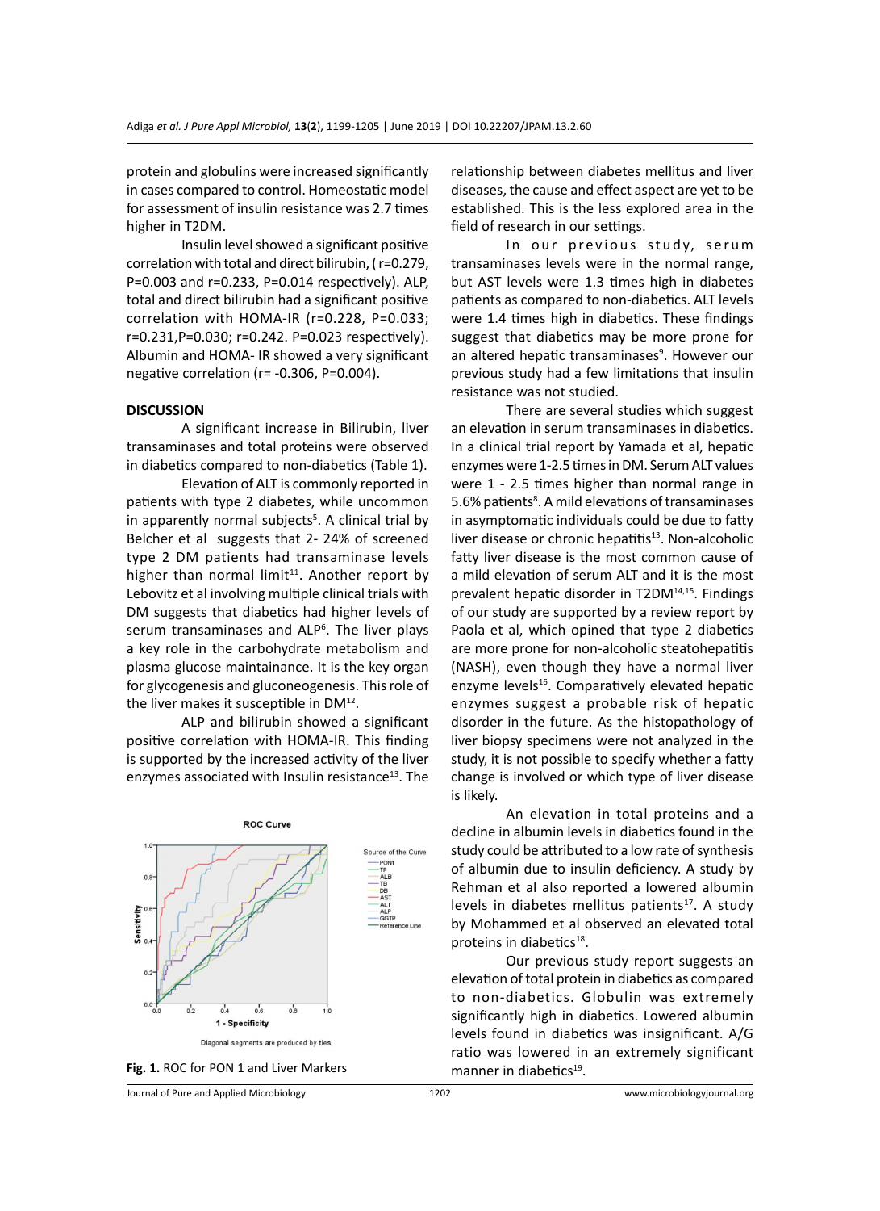protein and globulins were increased significantly in cases compared to control. Homeostatic model for assessment of insulin resistance was 2.7 times higher in T2DM.

Insulin level showed a significant positive correlation with total and direct bilirubin, ( r=0.279, P=0.003 and r=0.233, P=0.014 respectively). ALP, total and direct bilirubin had a significant positive correlation with HOMA-IR (r=0.228, P=0.033; r=0.231,P=0.030; r=0.242. P=0.023 respectively). Albumin and HOMA- IR showed a very significant negative correlation (r= -0.306, P=0.004).

## DISCUSSION

A significant increase in Bilirubin, liver transaminases and total proteins were observed in diabetics compared to non-diabetics (Table 1).

Elevation of ALT is commonly reported in patients with type 2 diabetes, while uncommon in apparently normal subjects[5]. A clinical trial by Belcher et al suggests that 2- 24% of screened type 2 DM patients had transaminase levels higher than normal limit[11]. Another report by Lebovitz et al involving multiple clinical trials with DM suggests that diabetics had higher levels of serum transaminases and ALP[6]. The liver plays a key role in the carbohydrate metabolism and plasma glucose maintainance. It is the key organ for glycogenesis and gluconeogenesis. This role of the liver makes it susceptible in DM[12].

ALP and bilirubin showed a significant positive correlation with HOMA-IR. This finding is supported by the increased activity of the liver enzymes associated with Insulin resistance[13]. The relationship between diabetes mellitus and liver diseases, the cause and effect aspect are yet to be established. This is the less explored area in the field of research in our settings.

In our previous study, serum transaminases levels were in the normal range, but AST levels were 1.3 times high in diabetes patients as compared to non-diabetics. ALT levels were 1.4 times high in diabetics. These findings suggest that diabetics may be more prone for an altered hepatic transaminases[9]. However our previous study had a few limitations that insulin resistance was not studied.

There are several studies which suggest an elevation in serum transaminases in diabetics. In a clinical trial report by Yamada et al, hepatic enzymes were 1-2.5 times in DM. Serum ALT values were 1 - 2.5 times higher than normal range in 5.6% patients[8]. A mild elevations of transaminases in asymptomatic individuals could be due to fatty liver disease or chronic hepatitis[13]. Non-alcoholic fatty liver disease is the most common cause of a mild elevation of serum ALT and it is the most prevalent hepatic disorder in T2DM[14,15]. Findings of our study are supported by a review report by Paola et al, which opined that type 2 diabetics are more prone for non-alcoholic steatohepatitis (NASH), even though they have a normal liver enzyme levels[16]. Comparatively elevated hepatic enzymes suggest a probable risk of hepatic disorder in the future. As the histopathology of liver biopsy specimens were not analyzed in the study, it is not possible to specify whether a fatty change is involved or which type of liver disease is likely.

An elevation in total proteins and a decline in albumin levels in diabetics found in the study could be attributed to a low rate of synthesis of albumin due to insulin deficiency. A study by Rehman et al also reported a lowered albumin levels in diabetes mellitus patients[17]. A study by Mohammed et al observed an elevated total proteins in diabetics[18].

Our previous study report suggests an elevation of total protein in diabetics as compared to non-diabetics. Globulin was extremely significantly high in diabetics. Lowered albumin levels found in diabetics was insignificant. A/G ratio was lowered in an extremely significant manner in diabetics[19].

ROC Curve

Diagonal segments are produced by ties.

**Fig. 1.** ROC for PON 1 and Liver Markers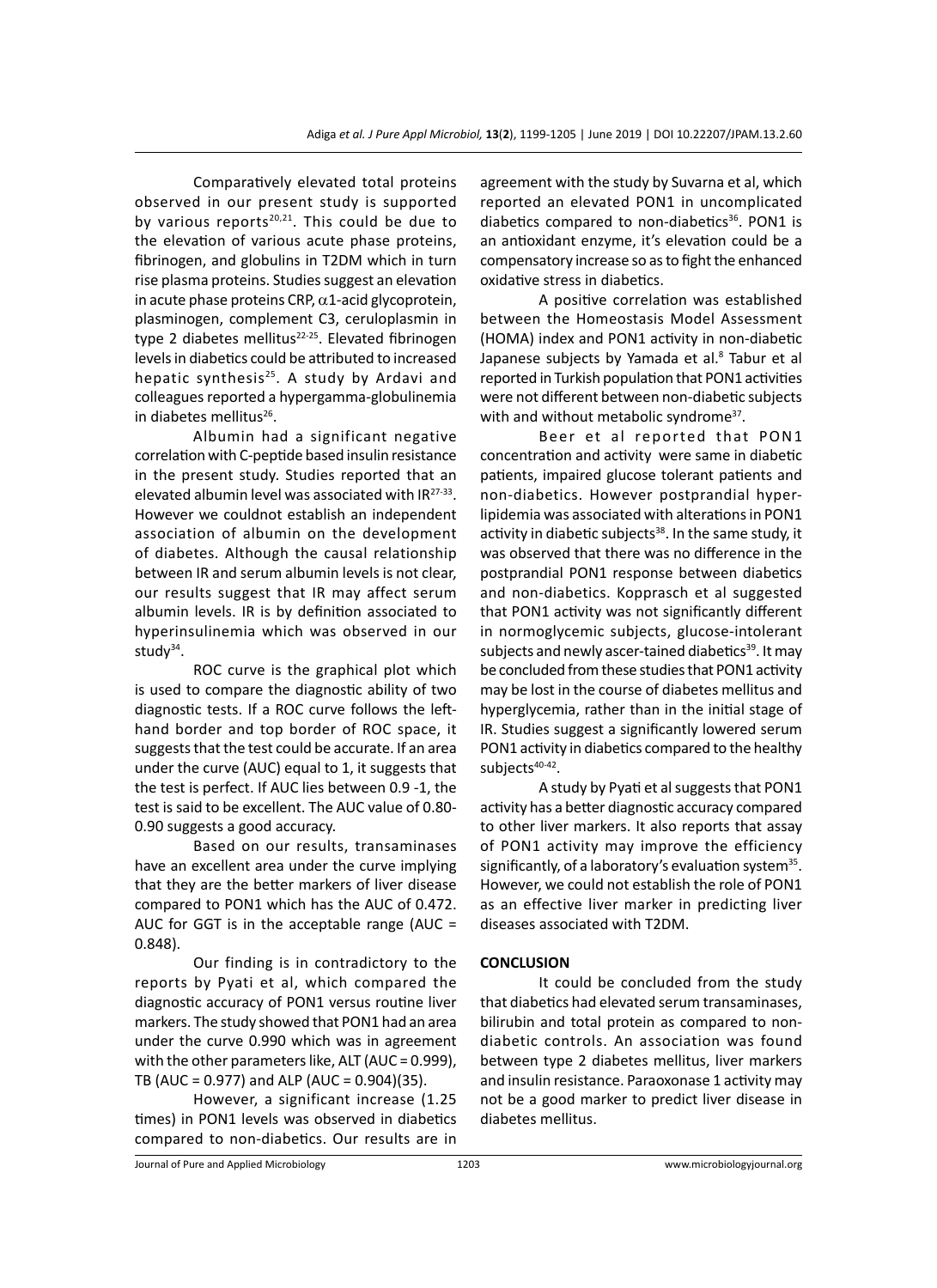Comparatively elevated total proteins observed in our present study is supported by various reports[20,21]. This could be due to the elevation of various acute phase proteins, fibrinogen, and globulins in T2DM which in turn rise plasma proteins. Studies suggest an elevation in acute phase proteins CRP, $\alpha$1-acid glycoprotein, plasminogen, complement C3, ceruloplasmin in type 2 diabetes mellitus[22-25]. Elevated fibrinogen levels in diabetics could be attributed to increased hepatic synthesis[25]. A study by Ardavi and colleagues reported a hypergamma-globulinemia in diabetes mellitus[26].

Albumin had a significant negative correlation with C-peptide based insulin resistance in the present study. Studies reported that an elevated albumin level was associated with IR[27-33]. However we couldnot establish an independent association of albumin on the development of diabetes. Although the causal relationship between IR and serum albumin levels is not clear, our results suggest that IR may affect serum albumin levels. IR is by definition associated to hyperinsulinemia which was observed in our study[34].

ROC curve is the graphical plot which is used to compare the diagnostic ability of two diagnostic tests. If a ROC curve follows the left-hand border and top border of ROC space, it suggests that the test could be accurate. If an area under the curve (AUC) equal to 1, it suggests that the test is perfect. If AUC lies between 0.9 -1, the test is said to be excellent. The AUC value of 0.80-0.90 suggests a good accuracy.

Based on our results, transaminases have an excellent area under the curve implying that they are the better markers of liver disease compared to PON1 which has the AUC of 0.472. AUC for GGT is in the acceptable range (AUC = 0.848).

Our finding is in contradictory to the reports by Pyati et al, which compared the diagnostic accuracy of PON1 versus routine liver markers. The study showed that PON1 had an area under the curve 0.990 which was in agreement with the other parameters like, ALT (AUC = 0.999), TB (AUC = 0.977) and ALP (AUC = 0.904)(35).

However, a significant increase (1.25 times) in PON1 levels was observed in diabetics compared to non-diabetics. Our results are in agreement with the study by Suvarna et al, which reported an elevated PON1 in uncomplicated diabetics compared to non-diabetics[36]. PON1 is an antioxidant enzyme, it's elevation could be a compensatory increase so as to fight the enhanced oxidative stress in diabetics.

A positive correlation was established between the Homeostasis Model Assessment (HOMA) index and PON1 activity in non-diabetic Japanese subjects by Yamada et al.[8] Tabur et al reported in Turkish population that PON1 activities were not different between non-diabetic subjects with and without metabolic syndrome[37].

Beer et al reported that PON1 concentration and activity were same in diabetic patients, impaired glucose tolerant patients and non-diabetics. However postprandial hyper-lipidemia was associated with alterations in PON1 activity in diabetic subjects[38]. In the same study, it was observed that there was no difference in the postprandial PON1 response between diabetics and non-diabetics. Kopprasch et al suggested that PON1 activity was not significantly different in normoglycemic subjects, glucose-intolerant subjects and newly ascer-tained diabetics[39]. It may be concluded from these studies that PON1 activity may be lost in the course of diabetes mellitus and hyperglycemia, rather than in the initial stage of IR. Studies suggest a significantly lowered serum PON1 activity in diabetics compared to the healthy subjects[40-42].

A study by Pyati et al suggests that PON1 activity has a better diagnostic accuracy compared to other liver markers. It also reports that assay of PON1 activity may improve the efficiency significantly, of a laboratory's evaluation system[35]. However, we could not establish the role of PON1 as an effective liver marker in predicting liver diseases associated with T2DM.

## CONCLUSION

It could be concluded from the study that diabetics had elevated serum transaminases, bilirubin and total protein as compared to non-diabetic controls. An association was found between type 2 diabetes mellitus, liver markers and insulin resistance. Paraoxonase 1 activity may not be a good marker to predict liver disease in diabetes mellitus.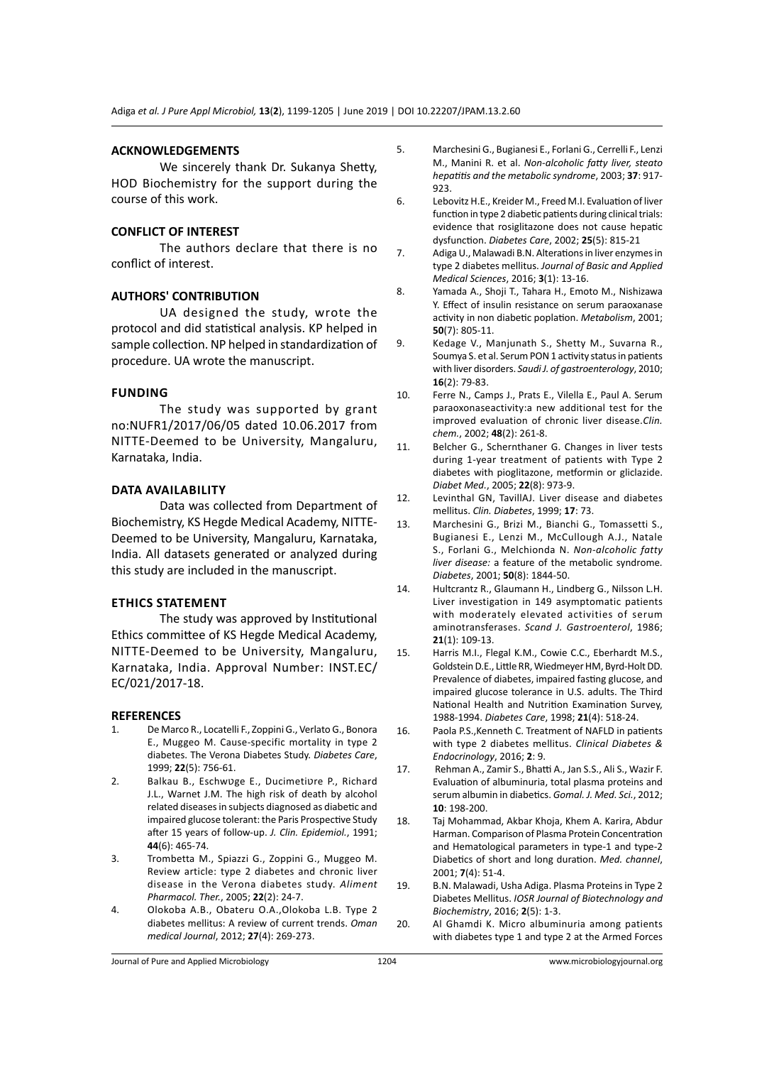## ACKNOWLEDGEMENTS

We sincerely thank Dr. Sukanya Shetty, HOD Biochemistry for the support during the course of this work.

## CONFLICT OF INTEREST

The authors declare that there is no conflict of interest.

## AUTHORS' CONTRIBUTION

UA designed the study, wrote the protocol and did statistical analysis. KP helped in sample collection. NP helped in standardization of procedure. UA wrote the manuscript.

## FUNDING

The study was supported by grant no:NUFR1/2017/06/05 dated 10.06.2017 from NITTE-Deemed to be University, Mangaluru, Karnataka, India.

## DATA AVAILABILITY

Data was collected from Department of Biochemistry, KS Hegde Medical Academy, NITTE-Deemed to be University, Mangaluru, Karnataka, India. All datasets generated or analyzed during this study are included in the manuscript.

## ETHICS STATEMENT

The study was approved by Institutional Ethics committee of KS Hegde Medical Academy, NITTE-Deemed to be University, Mangaluru, Karnataka, India. Approval Number: INST.EC/EC/021/2017-18.

## REFERENCES

1. De Marco R., Locatelli F., Zoppini G., Verlato G., Bonora E., Muggeo M. Cause-specific mortality in type 2 diabetes. The Verona Diabetes Study. *Diabetes Care*, 1999; **22**(5): 756-61.
2. Balkau B., Eschwѐge E., Ducimetiѐre P., Richard J.L., Warnet J.M. The high risk of death by alcohol related diseases in subjects diagnosed as diabetic and impaired glucose tolerant: the Paris Prospective Study after 15 years of follow-up. *J. Clin. Epidemiol.*, 1991; **44**(6): 465-74.
3. Trombetta M., Spiazzi G., Zoppini G., Muggeo M. Review article: type 2 diabetes and chronic liver disease in the Verona diabetes study. *Aliment Pharmacol. Ther.*, 2005; **22**(2): 24-7.
4. Olokoba A.B., Obateru O.A.,Olokoba L.B. Type 2 diabetes mellitus: A review of current trends. *Oman medical Journal*, 2012; **27**(4): 269-273.
5. Marchesini G., Bugianesi E., Forlani G., Cerrelli F., Lenzi M., Manini R. et al. *Non-alcoholic fatty liver, steato hepatitis and the metabolic syndrome*, 2003; **37**: 917-923.
6. Lebovitz H.E., Kreider M., Freed M.I. Evaluation of liver function in type 2 diabetic patients during clinical trials: evidence that rosiglitazone does not cause hepatic dysfunction. *Diabetes Care*, 2002; **25**(5): 815-21
7. Adiga U., Malawadi B.N. Alterations in liver enzymes in type 2 diabetes mellitus. *Journal of Basic and Applied Medical Sciences*, 2016; **3**(1): 13-16.
8. Yamada A., Shoji T., Tahara H., Emoto M., Nishizawa Y. Effect of insulin resistance on serum paraoxanase activity in non diabetic poplation. *Metabolism*, 2001; **50**(7): 805-11.
9. Kedage V., Manjunath S., Shetty M., Suvarna R., Soumya S. et al. Serum PON 1 activity status in patients with liver disorders. *Saudi J. of gastroenterology*, 2010; **16**(2): 79-83.
10. Ferre N., Camps J., Prats E., Vilella E., Paul A. Serum paraoxonaseactivity:a new additional test for the improved evaluation of chronic liver disease.*Clin. chem.*, 2002; **48**(2): 261-8.
11. Belcher G., Schernthaner G. Changes in liver tests during 1-year treatment of patients with Type 2 diabetes with pioglitazone, metformin or gliclazide. *Diabet Med.*, 2005; **22**(8): 973-9.
12. Levinthal GN, TavillAJ. Liver disease and diabetes mellitus. *Clin. Diabetes*, 1999; **17**: 73.
13. Marchesini G., Brizi M., Bianchi G., Tomassetti S., Bugianesi E., Lenzi M., McCullough A.J., Natale S., Forlani G., Melchionda N. *Non-alcoholic fatty liver disease:* a feature of the metabolic syndrome. *Diabetes*, 2001; **50**(8): 1844-50.
14. Hultcrantz R., Glaumann H., Lindberg G., Nilsson L.H. Liver investigation in 149 asymptomatic patients with moderately elevated activities of serum aminotransferases. *Scand J. Gastroenterol*, 1986; **21**(1): 109-13.
15. Harris M.I., Flegal K.M., Cowie C.C., Eberhardt M.S., Goldstein D.E., Little RR, Wiedmeyer HM, Byrd-Holt DD. Prevalence of diabetes, impaired fasting glucose, and impaired glucose tolerance in U.S. adults. The Third National Health and Nutrition Examination Survey, 1988-1994. *Diabetes Care*, 1998; **21**(4): 518-24.
16. Paola P.S.,Kenneth C. Treatment of NAFLD in patients with type 2 diabetes mellitus. *Clinical Diabetes & Endocrinology*, 2016; **2**: 9.
17. Rehman A., Zamir S., Bhatti A., Jan S.S., Ali S., Wazir F. Evaluation of albuminuria, total plasma proteins and serum albumin in diabetics. *Gomal. J. Med. Sci.*, 2012; **10**: 198-200.
18. Taj Mohammad, Akbar Khoja, Khem A. Karira, Abdur Harman. Comparison of Plasma Protein Concentration and Hematological parameters in type-1 and type-2 Diabetics of short and long duration. *Med. channel*, 2001; **7**(4): 51-4.
19. B.N. Malawadi, Usha Adiga. Plasma Proteins in Type 2 Diabetes Mellitus. *IOSR Journal of Biotechnology and Biochemistry*, 2016; **2**(5): 1-3.
20. Al Ghamdi K. Micro albuminuria among patients with diabetes type 1 and type 2 at the Armed Forces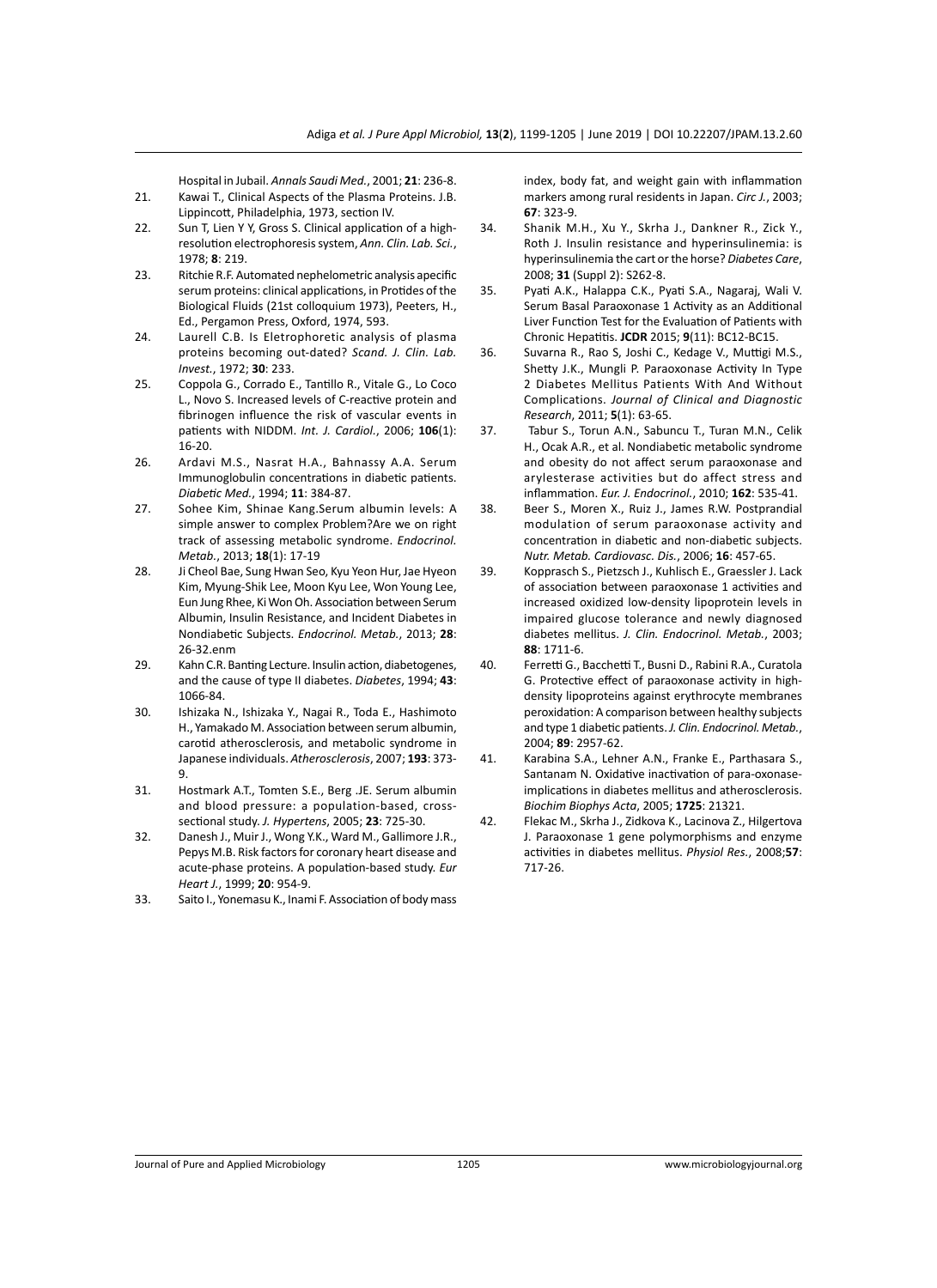Hospital in Jubail. *Annals Saudi Med.*, 2001; **21**: 236-8.

21. Kawai T., Clinical Aspects of the Plasma Proteins. J.B. Lippincott, Philadelphia, 1973, section IV.
22. Sun T, Lien Y Y, Gross S. Clinical application of a high-resolution electrophoresis system, *Ann. Clin. Lab. Sci.*, 1978; **8**: 219.
23. Ritchie R.F. Automated nephelometric analysis apecific serum proteins: clinical applications, in Protides of the Biological Fluids (21st colloquium 1973), Peeters, H., Ed., Pergamon Press, Oxford, 1974, 593.
24. Laurell C.B. Is Eletrophoretic analysis of plasma proteins becoming out-dated? *Scand. J. Clin. Lab. Invest.*, 1972; **30**: 233.
25. Coppola G., Corrado E., Tantillo R., Vitale G., Lo Coco L., Novo S. Increased levels of C-reactive protein and fibrinogen influence the risk of vascular events in patients with NIDDM. *Int. J. Cardiol.*, 2006; **106**(1): 16-20.
26. Ardavi M.S., Nasrat H.A., Bahnassy A.A. Serum Immunoglobulin concentrations in diabetic patients. *Diabetic Med.*, 1994; **11**: 384-87.
27. Sohee Kim, Shinae Kang.Serum albumin levels: A simple answer to complex Problem?Are we on right track of assessing metabolic syndrome. *Endocrinol. Metab.*, 2013; **18**(1): 17-19
28. Ji Cheol Bae, Sung Hwan Seo, Kyu Yeon Hur, Jae Hyeon Kim, Myung-Shik Lee, Moon Kyu Lee, Won Young Lee, Eun Jung Rhee, Ki Won Oh. Association between Serum Albumin, Insulin Resistance, and Incident Diabetes in Nondiabetic Subjects. *Endocrinol. Metab.*, 2013; **28**: 26-32.enm
29. Kahn C.R. Banting Lecture. Insulin action, diabetogenes, and the cause of type II diabetes. *Diabetes*, 1994; **43**: 1066-84.
30. Ishizaka N., Ishizaka Y., Nagai R., Toda E., Hashimoto H., Yamakado M. Association between serum albumin, carotid atherosclerosis, and metabolic syndrome in Japanese individuals. *Atherosclerosis*, 2007; **193**: 373-9.
31. Hostmark A.T., Tomten S.E., Berg .JE. Serum albumin and blood pressure: a population-based, cross-sectional study. *J. Hypertens*, 2005; **23**: 725-30.
32. Danesh J., Muir J., Wong Y.K., Ward M., Gallimore J.R., Pepys M.B. Risk factors for coronary heart disease and acute-phase proteins. A population-based study. *Eur Heart J.*, 1999; **20**: 954-9.
33. Saito I., Yonemasu K., Inami F. Association of body mass index, body fat, and weight gain with inflammation markers among rural residents in Japan. *Circ J.*, 2003; **67**: 323-9.
34. Shanik M.H., Xu Y., Skrha J., Dankner R., Zick Y., Roth J. Insulin resistance and hyperinsulinemia: is hyperinsulinemia the cart or the horse? *Diabetes Care*, 2008; **31** (Suppl 2): S262-8.
35. Pyati A.K., Halappa C.K., Pyati S.A., Nagaraj, Wali V. Serum Basal Paraoxonase 1 Activity as an Additional Liver Function Test for the Evaluation of Patients with Chronic Hepatitis. **JCDR** 2015; **9**(11): BC12-BC15.
36. Suvarna R., Rao S, Joshi C., Kedage V., Muttigi M.S., Shetty J.K., Mungli P. Paraoxonase Activity In Type 2 Diabetes Mellitus Patients With And Without Complications. *Journal of Clinical and Diagnostic Research*, 2011; **5**(1): 63-65.
37. Tabur S., Torun A.N., Sabuncu T., Turan M.N., Celik H., Ocak A.R., et al. Nondiabetic metabolic syndrome and obesity do not affect serum paraoxonase and arylesterase activities but do affect stress and inflammation. *Eur. J. Endocrinol.*, 2010; **162**: 535-41.
38. Beer S., Moren X., Ruiz J., James R.W. Postprandial modulation of serum paraoxonase activity and concentration in diabetic and non-diabetic subjects. *Nutr. Metab. Cardiovasc. Dis.*, 2006; **16**: 457-65.
39. Kopprasch S., Pietzsch J., Kuhlisch E., Graessler J. Lack of association between paraoxonase 1 activities and increased oxidized low-density lipoprotein levels in impaired glucose tolerance and newly diagnosed diabetes mellitus. *J. Clin. Endocrinol. Metab.*, 2003; **88**: 1711-6.
40. Ferretti G., Bacchetti T., Busni D., Rabini R.A., Curatola G. Protective effect of paraoxonase activity in high-density lipoproteins against erythrocyte membranes peroxidation: A comparison between healthy subjects and type 1 diabetic patients. *J. Clin. Endocrinol. Metab.*, 2004; **89**: 2957-62.
41. Karabina S.A., Lehner A.N., Franke E., Parthasara S., Santanam N. Oxidative inactivation of para-oxonase-implications in diabetes mellitus and atherosclerosis. *Biochim Biophys Acta*, 2005; **1725**: 21321.
42. Flekac M., Skrha J., Zidkova K., Lacinova Z., Hilgertova J. Paraoxonase 1 gene polymorphisms and enzyme activities in diabetes mellitus. *Physiol Res.*, 2008;**57**: 717-26.